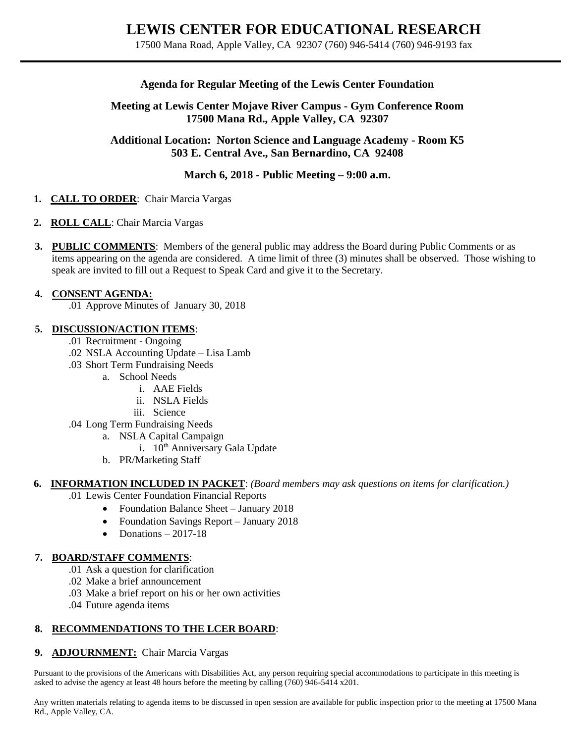# LEWIS CENTER FOR EDUCATIONAL RESEARCH

17500 Mana Road, Apple Valley, CA 92307 (760) 946-5414 (760) 946-9193 fax

**Agenda for Regular Meeting of the Lewis Center Foundation**

**Meeting at Lewis Center Mojave River Campus - Gym Conference Room**
**17500 Mana Rd., Apple Valley, CA 92307**

**Additional Location: Norton Science and Language Academy - Room K5**
**503 E. Central Ave., San Bernardino, CA 92408**

**March 6, 2018 - Public Meeting – 9:00 a.m.**

1. **CALL TO ORDER**: Chair Marcia Vargas
2. **ROLL CALL**: Chair Marcia Vargas
3. **PUBLIC COMMENTS**: Members of the general public may address the Board during Public Comments or as items appearing on the agenda are considered. A time limit of three (3) minutes shall be observed. Those wishing to speak are invited to fill out a Request to Speak Card and give it to the Secretary.
4. **CONSENT AGENDA:**
   - .01 Approve Minutes of January 30, 2018
5. **DISCUSSION/ACTION ITEMS**:
   - .01 Recruitment - Ongoing
   - .02 NSLA Accounting Update – Lisa Lamb
   - .03 Short Term Fundraising Needs
     - a. School Needs
       - i. AAE Fields
       - ii. NSLA Fields
       - iii. Science
   - .04 Long Term Fundraising Needs
     - a. NSLA Capital Campaign
       - i. 10th Anniversary Gala Update
     - b. PR/Marketing Staff
6. **INFORMATION INCLUDED IN PACKET**: *(Board members may ask questions on items for clarification.)*
   - .01 Lewis Center Foundation Financial Reports
     - Foundation Balance Sheet – January 2018
     - Foundation Savings Report – January 2018
     - Donations – 2017-18
7. **BOARD/STAFF COMMENTS**:
   - .01 Ask a question for clarification
   - .02 Make a brief announcement
   - .03 Make a brief report on his or her own activities
   - .04 Future agenda items
8. **RECOMMENDATIONS TO THE LCER BOARD**:
9. **ADJOURNMENT:** Chair Marcia Vargas

Pursuant to the provisions of the Americans with Disabilities Act, any person requiring special accommodations to participate in this meeting is asked to advise the agency at least 48 hours before the meeting by calling (760) 946-5414 x201.

Any written materials relating to agenda items to be discussed in open session are available for public inspection prior to the meeting at 17500 Mana Rd., Apple Valley, CA.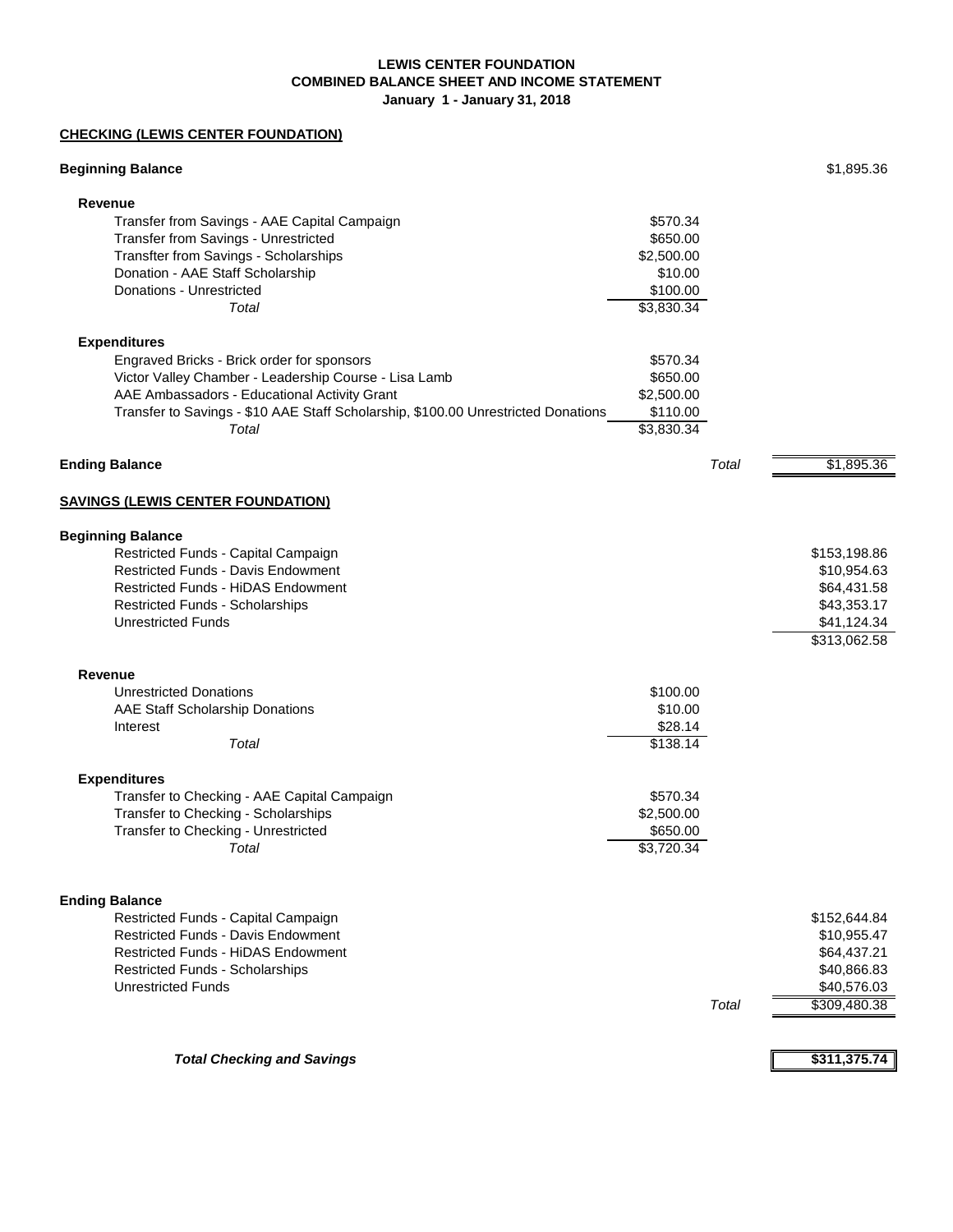**LEWIS CENTER FOUNDATION**
**COMBINED BALANCE SHEET AND INCOME STATEMENT**
**January 1 - January 31, 2018**

**CHECKING (LEWIS CENTER FOUNDATION)**

| | | | |
|---|---|---|---|
| **Beginning Balance** | | | $1,895.36 |
| **Revenue** | | | |
| Transfer from Savings - AAE Capital Campaign | $570.34 | | |
| Transfer from Savings - Unrestricted | $650.00 | | |
| Transfter from Savings - Scholarships | $2,500.00 | | |
| Donation - AAE Staff Scholarship | $10.00 | | |
| Donations - Unrestricted | $100.00 | | |
| *Total* | $3,830.34 | | |
| **Expenditures** | | | |
| Engraved Bricks - Brick order for sponsors | $570.34 | | |
| Victor Valley Chamber - Leadership Course - Lisa Lamb | $650.00 | | |
| AAE Ambassadors - Educational Activity Grant | $2,500.00 | | |
| Transfer to Savings - $10 AAE Staff Scholarship, $100.00 Unrestricted Donations | $110.00 | | |
| *Total* | $3,830.34 | | |
| **Ending Balance** | | *Total* | $1,895.36 |

**SAVINGS (LEWIS CENTER FOUNDATION)**

| | | | |
|---|---|---|---|
| **Beginning Balance** | | | |
| Restricted Funds - Capital Campaign | | | $153,198.86 |
| Restricted Funds - Davis Endowment | | | $10,954.63 |
| Restricted Funds - HiDAS Endowment | | | $64,431.58 |
| Restricted Funds - Scholarships | | | $43,353.17 |
| Unrestricted Funds | | | $41,124.34 |
| | | | $313,062.58 |
| **Revenue** | | | |
| Unrestricted Donations | $100.00 | | |
| AAE Staff Scholarship Donations | $10.00 | | |
| Interest | $28.14 | | |
| *Total* | $138.14 | | |
| **Expenditures** | | | |
| Transfer to Checking - AAE Capital Campaign | $570.34 | | |
| Transfer to Checking - Scholarships | $2,500.00 | | |
| Transfer to Checking - Unrestricted | $650.00 | | |
| *Total* | $3,720.34 | | |
| **Ending Balance** | | | |
| Restricted Funds - Capital Campaign | | | $152,644.84 |
| Restricted Funds - Davis Endowment | | | $10,955.47 |
| Restricted Funds - HiDAS Endowment | | | $64,437.21 |
| Restricted Funds - Scholarships | | | $40,866.83 |
| Unrestricted Funds | | | $40,576.03 |
| | | *Total* | $309,480.38 |

***Total Checking and Savings*** **$311,375.74**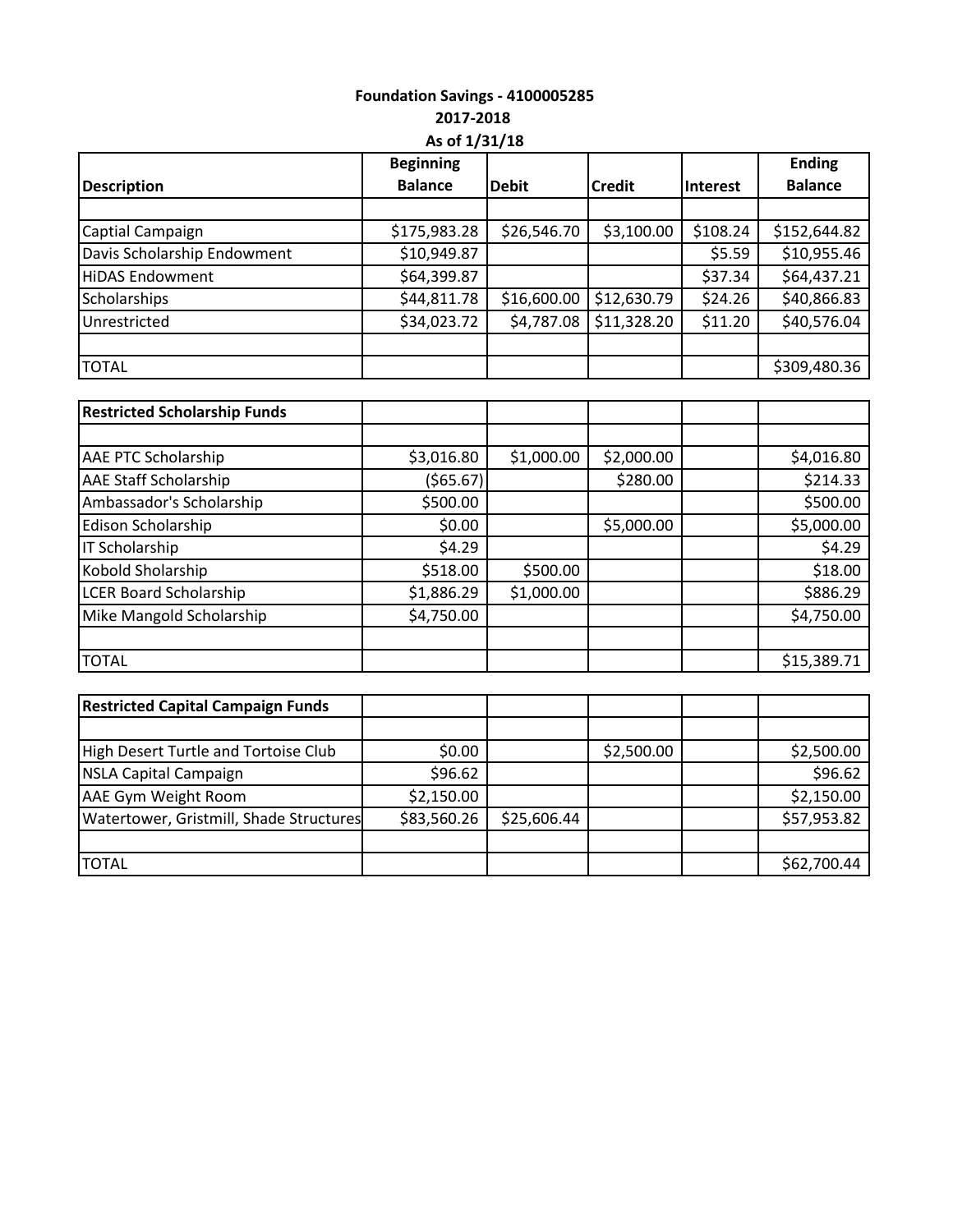**Foundation Savings - 4100005285**
**2017-2018**
**As of 1/31/18**

| Description | Beginning Balance | Debit | Credit | Interest | Ending Balance |
|---|---|---|---|---|---|
| | | | | | |
| Captial Campaign | $175,983.28 | $26,546.70 | $3,100.00 | $108.24 | $152,644.82 |
| Davis Scholarship Endowment | $10,949.87 | | | $5.59 | $10,955.46 |
| HiDAS Endowment | $64,399.87 | | | $37.34 | $64,437.21 |
| Scholarships | $44,811.78 | $16,600.00 | $12,630.79 | $24.26 | $40,866.83 |
| Unrestricted | $34,023.72 | $4,787.08 | $11,328.20 | $11.20 | $40,576.04 |
| | | | | | |
| TOTAL | | | | | $309,480.36 |

| **Restricted Scholarship Funds** | | | | | |
|---|---|---|---|---|---|
| | | | | | |
| AAE PTC Scholarship | $3,016.80 | $1,000.00 | $2,000.00 | | $4,016.80 |
| AAE Staff Scholarship | ($65.67) | | $280.00 | | $214.33 |
| Ambassador's Scholarship | $500.00 | | | | $500.00 |
| Edison Scholarship | $0.00 | | $5,000.00 | | $5,000.00 |
| IT Scholarship | $4.29 | | | | $4.29 |
| Kobold Sholarship | $518.00 | $500.00 | | | $18.00 |
| LCER Board Scholarship | $1,886.29 | $1,000.00 | | | $886.29 |
| Mike Mangold Scholarship | $4,750.00 | | | | $4,750.00 |
| | | | | | |
| TOTAL | | | | | $15,389.71 |

| **Restricted Capital Campaign Funds** | | | | | |
|---|---|---|---|---|---|
| | | | | | |
| High Desert Turtle and Tortoise Club | $0.00 | | $2,500.00 | | $2,500.00 |
| NSLA Capital Campaign | $96.62 | | | | $96.62 |
| AAE Gym Weight Room | $2,150.00 | | | | $2,150.00 |
| Watertower, Gristmill, Shade Structures | $83,560.26 | $25,606.44 | | | $57,953.82 |
| | | | | | |
| TOTAL | | | | | $62,700.44 |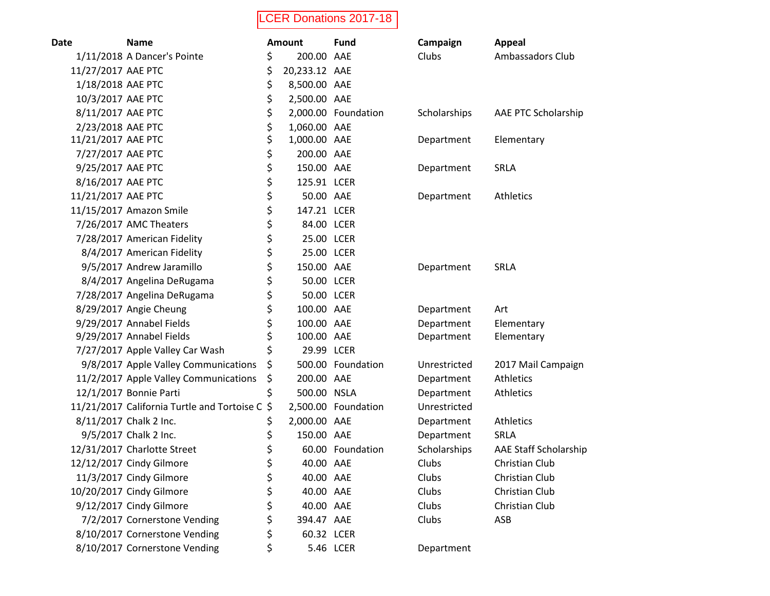LCER Donations 2017-18

| Date | Name | Amount | Fund | Campaign | Appeal |
|---|---|---|---|---|---|
| 1/11/2018 | A Dancer's Pointe | $ 200.00 | AAE | Clubs | Ambassadors Club |
| 11/27/2017 | AAE PTC | $ 20,233.12 | AAE | | |
| 1/18/2018 | AAE PTC | $ 8,500.00 | AAE | | |
| 10/3/2017 | AAE PTC | $ 2,500.00 | AAE | | |
| 8/11/2017 | AAE PTC | $ 2,000.00 | Foundation | Scholarships | AAE PTC Scholarship |
| 2/23/2018 | AAE PTC | $ 1,060.00 | AAE | | |
| 11/21/2017 | AAE PTC | $ 1,000.00 | AAE | Department | Elementary |
| 7/27/2017 | AAE PTC | $ 200.00 | AAE | | |
| 9/25/2017 | AAE PTC | $ 150.00 | AAE | Department | SRLA |
| 8/16/2017 | AAE PTC | $ 125.91 | LCER | | |
| 11/21/2017 | AAE PTC | $ 50.00 | AAE | Department | Athletics |
| 11/15/2017 | Amazon Smile | $ 147.21 | LCER | | |
| 7/26/2017 | AMC Theaters | $ 84.00 | LCER | | |
| 7/28/2017 | American Fidelity | $ 25.00 | LCER | | |
| 8/4/2017 | American Fidelity | $ 25.00 | LCER | | |
| 9/5/2017 | Andrew Jaramillo | $ 150.00 | AAE | Department | SRLA |
| 8/4/2017 | Angelina DeRugama | $ 50.00 | LCER | | |
| 7/28/2017 | Angelina DeRugama | $ 50.00 | LCER | | |
| 8/29/2017 | Angie Cheung | $ 100.00 | AAE | Department | Art |
| 9/29/2017 | Annabel Fields | $ 100.00 | AAE | Department | Elementary |
| 9/29/2017 | Annabel Fields | $ 100.00 | AAE | Department | Elementary |
| 7/27/2017 | Apple Valley Car Wash | $ 29.99 | LCER | | |
| 9/8/2017 | Apple Valley Communications | $ 500.00 | Foundation | Unrestricted | 2017 Mail Campaign |
| 11/2/2017 | Apple Valley Communications | $ 200.00 | AAE | Department | Athletics |
| 12/1/2017 | Bonnie Parti | $ 500.00 | NSLA | Department | Athletics |
| 11/21/2017 | California Turtle and Tortoise C | $ 2,500.00 | Foundation | Unrestricted | |
| 8/11/2017 | Chalk 2 Inc. | $ 2,000.00 | AAE | Department | Athletics |
| 9/5/2017 | Chalk 2 Inc. | $ 150.00 | AAE | Department | SRLA |
| 12/31/2017 | Charlotte Street | $ 60.00 | Foundation | Scholarships | AAE Staff Scholarship |
| 12/12/2017 | Cindy Gilmore | $ 40.00 | AAE | Clubs | Christian Club |
| 11/3/2017 | Cindy Gilmore | $ 40.00 | AAE | Clubs | Christian Club |
| 10/20/2017 | Cindy Gilmore | $ 40.00 | AAE | Clubs | Christian Club |
| 9/12/2017 | Cindy Gilmore | $ 40.00 | AAE | Clubs | Christian Club |
| 7/2/2017 | Cornerstone Vending | $ 394.47 | AAE | Clubs | ASB |
| 8/10/2017 | Cornerstone Vending | $ 60.32 | LCER | | |
| 8/10/2017 | Cornerstone Vending | $ 5.46 | LCER | Department | |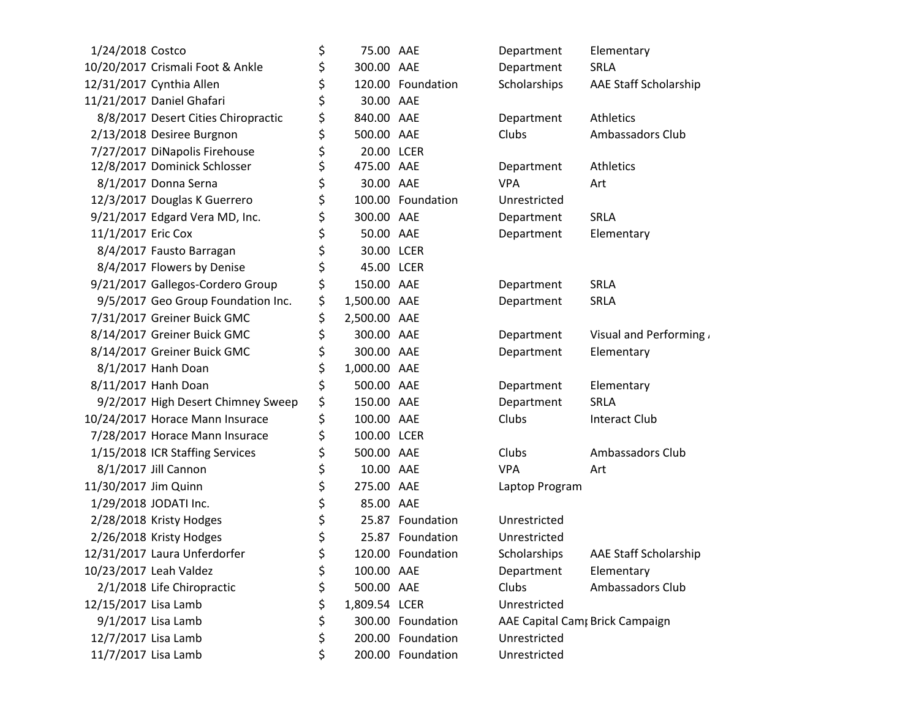| | | | | | | |
|---|---|---|---|---|---|---|
| 1/24/2018 | Costco | $ | 75.00 | AAE | Department | Elementary |
| 10/20/2017 | Crismali Foot & Ankle | $ | 300.00 | AAE | Department | SRLA |
| 12/31/2017 | Cynthia Allen | $ | 120.00 | Foundation | Scholarships | AAE Staff Scholarship |
| 11/21/2017 | Daniel Ghafari | $ | 30.00 | AAE | | |
| 8/8/2017 | Desert Cities Chiropractic | $ | 840.00 | AAE | Department | Athletics |
| 2/13/2018 | Desiree Burgnon | $ | 500.00 | AAE | Clubs | Ambassadors Club |
| 7/27/2017 | DiNapolis Firehouse | $ | 20.00 | LCER | | |
| 12/8/2017 | Dominick Schlosser | $ | 475.00 | AAE | Department | Athletics |
| 8/1/2017 | Donna Serna | $ | 30.00 | AAE | VPA | Art |
| 12/3/2017 | Douglas K Guerrero | $ | 100.00 | Foundation | Unrestricted | |
| 9/21/2017 | Edgard Vera MD, Inc. | $ | 300.00 | AAE | Department | SRLA |
| 11/1/2017 | Eric Cox | $ | 50.00 | AAE | Department | Elementary |
| 8/4/2017 | Fausto Barragan | $ | 30.00 | LCER | | |
| 8/4/2017 | Flowers by Denise | $ | 45.00 | LCER | | |
| 9/21/2017 | Gallegos-Cordero Group | $ | 150.00 | AAE | Department | SRLA |
| 9/5/2017 | Geo Group Foundation Inc. | $ | 1,500.00 | AAE | Department | SRLA |
| 7/31/2017 | Greiner Buick GMC | $ | 2,500.00 | AAE | | |
| 8/14/2017 | Greiner Buick GMC | $ | 300.00 | AAE | Department | Visual and Performing / |
| 8/14/2017 | Greiner Buick GMC | $ | 300.00 | AAE | Department | Elementary |
| 8/1/2017 | Hanh Doan | $ | 1,000.00 | AAE | | |
| 8/11/2017 | Hanh Doan | $ | 500.00 | AAE | Department | Elementary |
| 9/2/2017 | High Desert Chimney Sweep | $ | 150.00 | AAE | Department | SRLA |
| 10/24/2017 | Horace Mann Insurace | $ | 100.00 | AAE | Clubs | Interact Club |
| 7/28/2017 | Horace Mann Insurace | $ | 100.00 | LCER | | |
| 1/15/2018 | ICR Staffing Services | $ | 500.00 | AAE | Clubs | Ambassadors Club |
| 8/1/2017 | Jill Cannon | $ | 10.00 | AAE | VPA | Art |
| 11/30/2017 | Jim Quinn | $ | 275.00 | AAE | Laptop Program | |
| 1/29/2018 | JODATI Inc. | $ | 85.00 | AAE | | |
| 2/28/2018 | Kristy Hodges | $ | 25.87 | Foundation | Unrestricted | |
| 2/26/2018 | Kristy Hodges | $ | 25.87 | Foundation | Unrestricted | |
| 12/31/2017 | Laura Unferdorfer | $ | 120.00 | Foundation | Scholarships | AAE Staff Scholarship |
| 10/23/2017 | Leah Valdez | $ | 100.00 | AAE | Department | Elementary |
| 2/1/2018 | Life Chiropractic | $ | 500.00 | AAE | Clubs | Ambassadors Club |
| 12/15/2017 | Lisa Lamb | $ | 1,809.54 | LCER | Unrestricted | |
| 9/1/2017 | Lisa Lamb | $ | 300.00 | Foundation | AAE Capital Camp | Brick Campaign |
| 12/7/2017 | Lisa Lamb | $ | 200.00 | Foundation | Unrestricted | |
| 11/7/2017 | Lisa Lamb | $ | 200.00 | Foundation | Unrestricted | |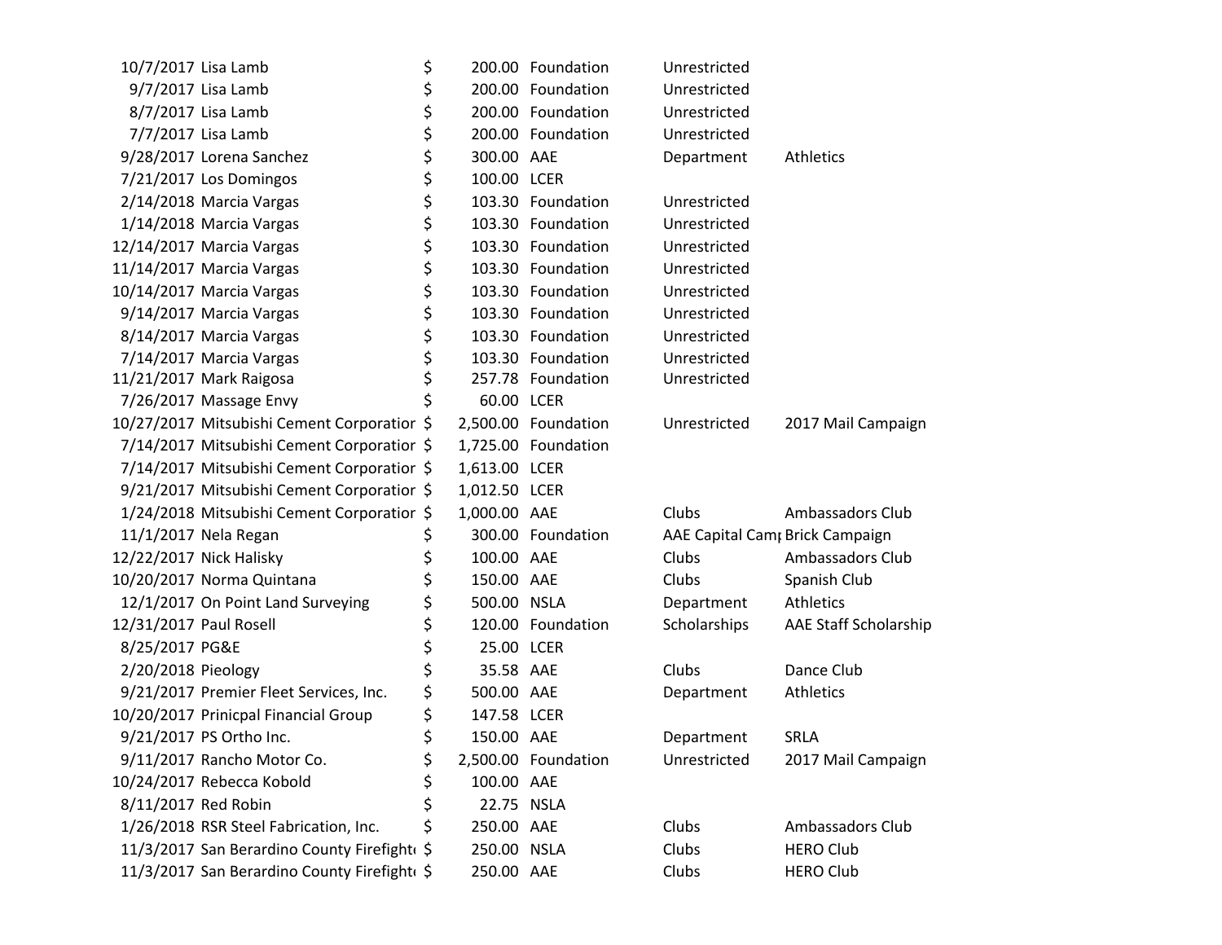| | | | | | | |
|---|---|---|---|---|---|---|
| 10/7/2017 | Lisa Lamb | $ | 200.00 | Foundation | Unrestricted | |
| 9/7/2017 | Lisa Lamb | $ | 200.00 | Foundation | Unrestricted | |
| 8/7/2017 | Lisa Lamb | $ | 200.00 | Foundation | Unrestricted | |
| 7/7/2017 | Lisa Lamb | $ | 200.00 | Foundation | Unrestricted | |
| 9/28/2017 | Lorena Sanchez | $ | 300.00 | AAE | Department | Athletics |
| 7/21/2017 | Los Domingos | $ | 100.00 | LCER | | |
| 2/14/2018 | Marcia Vargas | $ | 103.30 | Foundation | Unrestricted | |
| 1/14/2018 | Marcia Vargas | $ | 103.30 | Foundation | Unrestricted | |
| 12/14/2017 | Marcia Vargas | $ | 103.30 | Foundation | Unrestricted | |
| 11/14/2017 | Marcia Vargas | $ | 103.30 | Foundation | Unrestricted | |
| 10/14/2017 | Marcia Vargas | $ | 103.30 | Foundation | Unrestricted | |
| 9/14/2017 | Marcia Vargas | $ | 103.30 | Foundation | Unrestricted | |
| 8/14/2017 | Marcia Vargas | $ | 103.30 | Foundation | Unrestricted | |
| 7/14/2017 | Marcia Vargas | $ | 103.30 | Foundation | Unrestricted | |
| 11/21/2017 | Mark Raigosa | $ | 257.78 | Foundation | Unrestricted | |
| 7/26/2017 | Massage Envy | $ | 60.00 | LCER | | |
| 10/27/2017 | Mitsubishi Cement Corporatior | $ | 2,500.00 | Foundation | Unrestricted | 2017 Mail Campaign |
| 7/14/2017 | Mitsubishi Cement Corporatior | $ | 1,725.00 | Foundation | | |
| 7/14/2017 | Mitsubishi Cement Corporatior | $ | 1,613.00 | LCER | | |
| 9/21/2017 | Mitsubishi Cement Corporatior | $ | 1,012.50 | LCER | | |
| 1/24/2018 | Mitsubishi Cement Corporatior | $ | 1,000.00 | AAE | Clubs | Ambassadors Club |
| 11/1/2017 | Nela Regan | $ | 300.00 | Foundation | AAE Capital Camp | Brick Campaign |
| 12/22/2017 | Nick Halisky | $ | 100.00 | AAE | Clubs | Ambassadors Club |
| 10/20/2017 | Norma Quintana | $ | 150.00 | AAE | Clubs | Spanish Club |
| 12/1/2017 | On Point Land Surveying | $ | 500.00 | NSLA | Department | Athletics |
| 12/31/2017 | Paul Rosell | $ | 120.00 | Foundation | Scholarships | AAE Staff Scholarship |
| 8/25/2017 | PG&E | $ | 25.00 | LCER | | |
| 2/20/2018 | Pieology | $ | 35.58 | AAE | Clubs | Dance Club |
| 9/21/2017 | Premier Fleet Services, Inc. | $ | 500.00 | AAE | Department | Athletics |
| 10/20/2017 | Prinicpal Financial Group | $ | 147.58 | LCER | | |
| 9/21/2017 | PS Ortho Inc. | $ | 150.00 | AAE | Department | SRLA |
| 9/11/2017 | Rancho Motor Co. | $ | 2,500.00 | Foundation | Unrestricted | 2017 Mail Campaign |
| 10/24/2017 | Rebecca Kobold | $ | 100.00 | AAE | | |
| 8/11/2017 | Red Robin | $ | 22.75 | NSLA | | |
| 1/26/2018 | RSR Steel Fabrication, Inc. | $ | 250.00 | AAE | Clubs | Ambassadors Club |
| 11/3/2017 | San Berardino County Firefight | $ | 250.00 | NSLA | Clubs | HERO Club |
| 11/3/2017 | San Berardino County Firefight | $ | 250.00 | AAE | Clubs | HERO Club |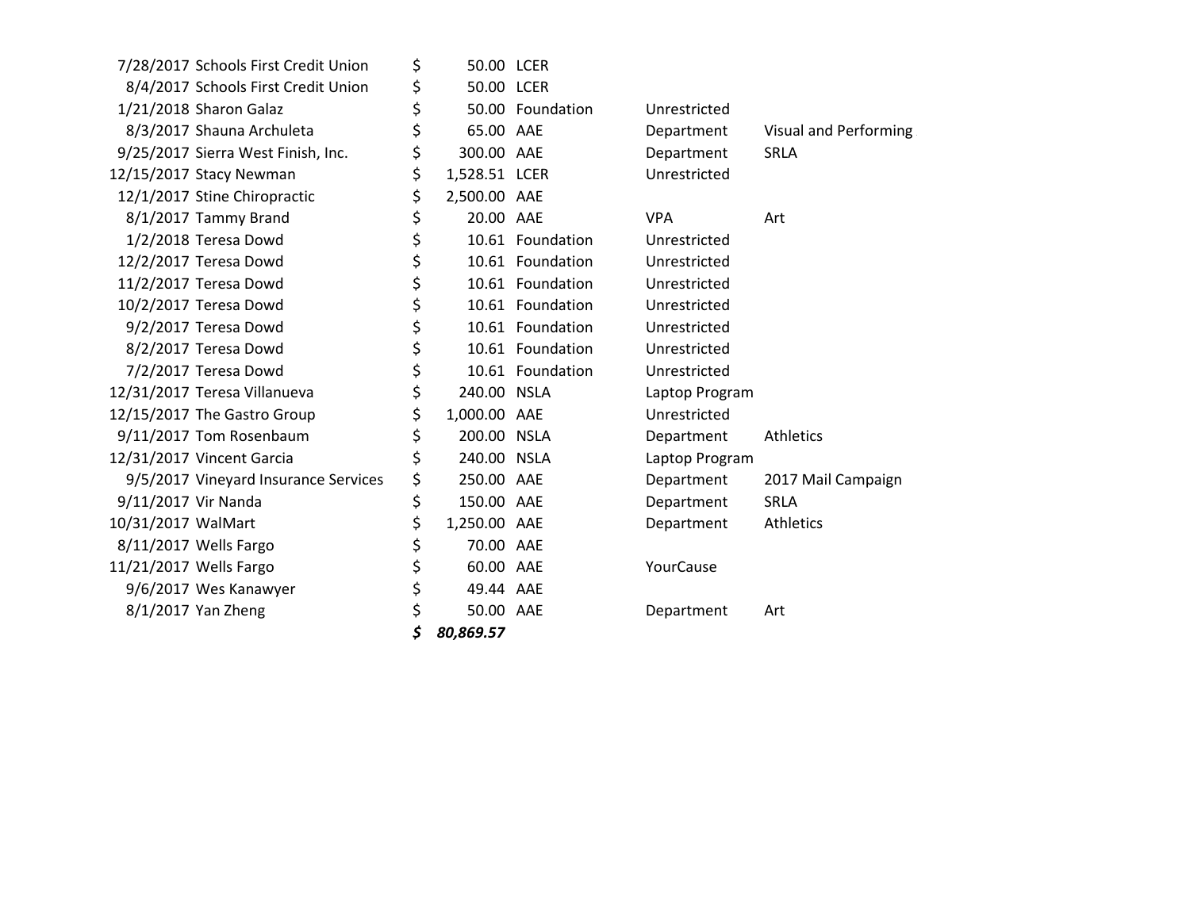| | | | | | | |
|---|---|---|---|---|---|---|
| 7/28/2017 | Schools First Credit Union | $ | 50.00 | LCER | | |
| 8/4/2017 | Schools First Credit Union | $ | 50.00 | LCER | | |
| 1/21/2018 | Sharon Galaz | $ | 50.00 | Foundation | Unrestricted | |
| 8/3/2017 | Shauna Archuleta | $ | 65.00 | AAE | Department | Visual and Performing |
| 9/25/2017 | Sierra West Finish, Inc. | $ | 300.00 | AAE | Department | SRLA |
| 12/15/2017 | Stacy Newman | $ | 1,528.51 | LCER | Unrestricted | |
| 12/1/2017 | Stine Chiropractic | $ | 2,500.00 | AAE | | |
| 8/1/2017 | Tammy Brand | $ | 20.00 | AAE | VPA | Art |
| 1/2/2018 | Teresa Dowd | $ | 10.61 | Foundation | Unrestricted | |
| 12/2/2017 | Teresa Dowd | $ | 10.61 | Foundation | Unrestricted | |
| 11/2/2017 | Teresa Dowd | $ | 10.61 | Foundation | Unrestricted | |
| 10/2/2017 | Teresa Dowd | $ | 10.61 | Foundation | Unrestricted | |
| 9/2/2017 | Teresa Dowd | $ | 10.61 | Foundation | Unrestricted | |
| 8/2/2017 | Teresa Dowd | $ | 10.61 | Foundation | Unrestricted | |
| 7/2/2017 | Teresa Dowd | $ | 10.61 | Foundation | Unrestricted | |
| 12/31/2017 | Teresa Villanueva | $ | 240.00 | NSLA | Laptop Program | |
| 12/15/2017 | The Gastro Group | $ | 1,000.00 | AAE | Unrestricted | |
| 9/11/2017 | Tom Rosenbaum | $ | 200.00 | NSLA | Department | Athletics |
| 12/31/2017 | Vincent Garcia | $ | 240.00 | NSLA | Laptop Program | |
| 9/5/2017 | Vineyard Insurance Services | $ | 250.00 | AAE | Department | 2017 Mail Campaign |
| 9/11/2017 | Vir Nanda | $ | 150.00 | AAE | Department | SRLA |
| 10/31/2017 | WalMart | $ | 1,250.00 | AAE | Department | Athletics |
| 8/11/2017 | Wells Fargo | $ | 70.00 | AAE | | |
| 11/21/2017 | Wells Fargo | $ | 60.00 | AAE | YourCause | |
| 9/6/2017 | Wes Kanawyer | $ | 49.44 | AAE | | |
| 8/1/2017 | Yan Zheng | $ | 50.00 | AAE | Department | Art |
| | | ***$*** | ***80,869.57*** | | | |